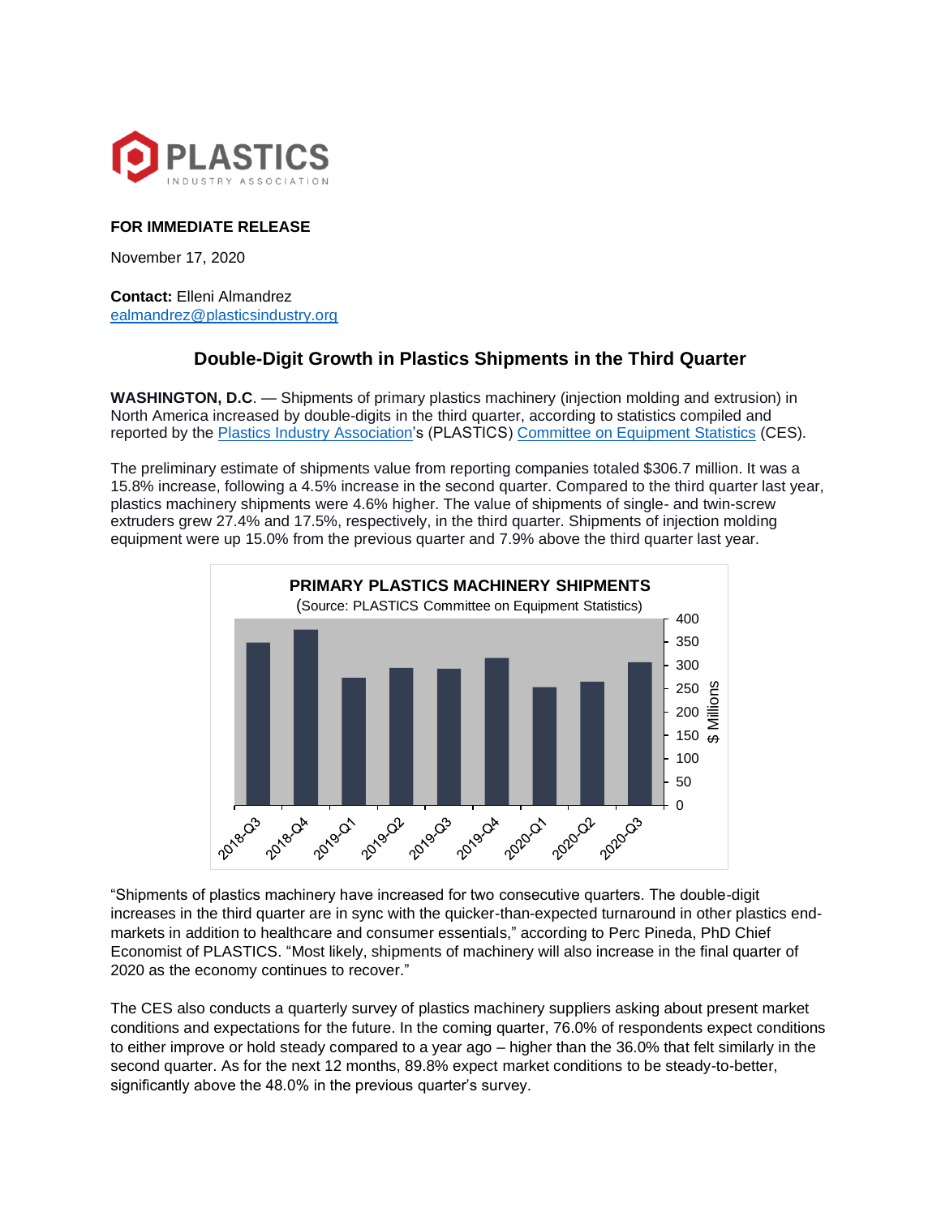**PLASTICS** INDUSTRY ASSOCIATION

**FOR IMMEDIATE RELEASE**

November 17, 2020

**Contact:** Elleni Almandrez
ealmandrez@plasticsindustry.org

## Double-Digit Growth in Plastics Shipments in the Third Quarter

**WASHINGTON, D.C**. — Shipments of primary plastics machinery (injection molding and extrusion) in North America increased by double-digits in the third quarter, according to statistics compiled and reported by the Plastics Industry Association's (PLASTICS) Committee on Equipment Statistics (CES).

The preliminary estimate of shipments value from reporting companies totaled $306.7 million. It was a 15.8% increase, following a 4.5% increase in the second quarter. Compared to the third quarter last year, plastics machinery shipments were 4.6% higher. The value of shipments of single- and twin-screw extruders grew 27.4% and 17.5%, respectively, in the third quarter. Shipments of injection molding equipment were up 15.0% from the previous quarter and 7.9% above the third quarter last year.

**PRIMARY PLASTICS MACHINERY SHIPMENTS**
(Source: PLASTICS Committee on Equipment Statistics)

"Shipments of plastics machinery have increased for two consecutive quarters. The double-digit increases in the third quarter are in sync with the quicker-than-expected turnaround in other plastics end-markets in addition to healthcare and consumer essentials," according to Perc Pineda, PhD Chief Economist of PLASTICS. "Most likely, shipments of machinery will also increase in the final quarter of 2020 as the economy continues to recover."

The CES also conducts a quarterly survey of plastics machinery suppliers asking about present market conditions and expectations for the future. In the coming quarter, 76.0% of respondents expect conditions to either improve or hold steady compared to a year ago – higher than the 36.0% that felt similarly in the second quarter. As for the next 12 months, 89.8% expect market conditions to be steady-to-better, significantly above the 48.0% in the previous quarter's survey.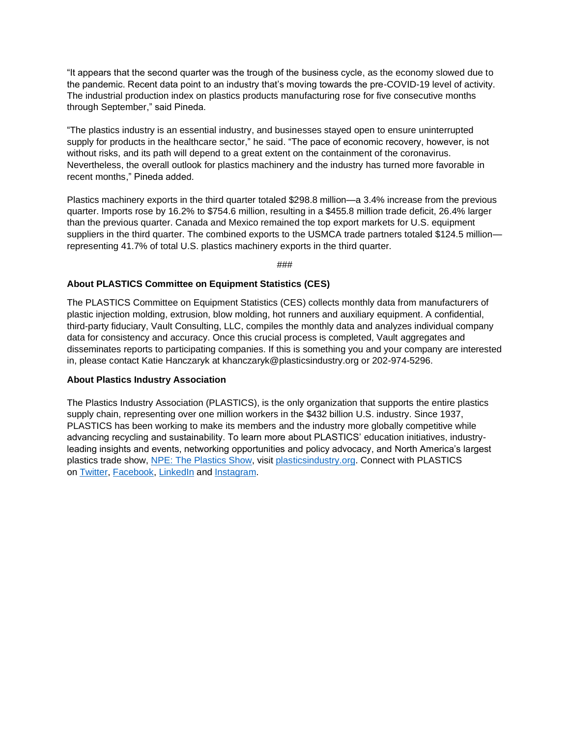"It appears that the second quarter was the trough of the business cycle, as the economy slowed due to the pandemic. Recent data point to an industry that's moving towards the pre-COVID-19 level of activity. The industrial production index on plastics products manufacturing rose for five consecutive months through September," said Pineda.

"The plastics industry is an essential industry, and businesses stayed open to ensure uninterrupted supply for products in the healthcare sector," he said. "The pace of economic recovery, however, is not without risks, and its path will depend to a great extent on the containment of the coronavirus. Nevertheless, the overall outlook for plastics machinery and the industry has turned more favorable in recent months," Pineda added.

Plastics machinery exports in the third quarter totaled $298.8 million—a 3.4% increase from the previous quarter. Imports rose by 16.2% to $754.6 million, resulting in a $455.8 million trade deficit, 26.4% larger than the previous quarter. Canada and Mexico remained the top export markets for U.S. equipment suppliers in the third quarter. The combined exports to the USMCA trade partners totaled $124.5 million—representing 41.7% of total U.S. plastics machinery exports in the third quarter.

###

**About PLASTICS Committee on Equipment Statistics (CES)**

The PLASTICS Committee on Equipment Statistics (CES) collects monthly data from manufacturers of plastic injection molding, extrusion, blow molding, hot runners and auxiliary equipment. A confidential, third-party fiduciary, Vault Consulting, LLC, compiles the monthly data and analyzes individual company data for consistency and accuracy. Once this crucial process is completed, Vault aggregates and disseminates reports to participating companies. If this is something you and your company are interested in, please contact Katie Hanczaryk at khanczaryk@plasticsindustry.org or 202-974-5296.

**About Plastics Industry Association**

The Plastics Industry Association (PLASTICS), is the only organization that supports the entire plastics supply chain, representing over one million workers in the $432 billion U.S. industry. Since 1937, PLASTICS has been working to make its members and the industry more globally competitive while advancing recycling and sustainability. To learn more about PLASTICS' education initiatives, industry-leading insights and events, networking opportunities and policy advocacy, and North America's largest plastics trade show, NPE: The Plastics Show, visit plasticsindustry.org. Connect with PLASTICS on Twitter, Facebook, LinkedIn and Instagram.